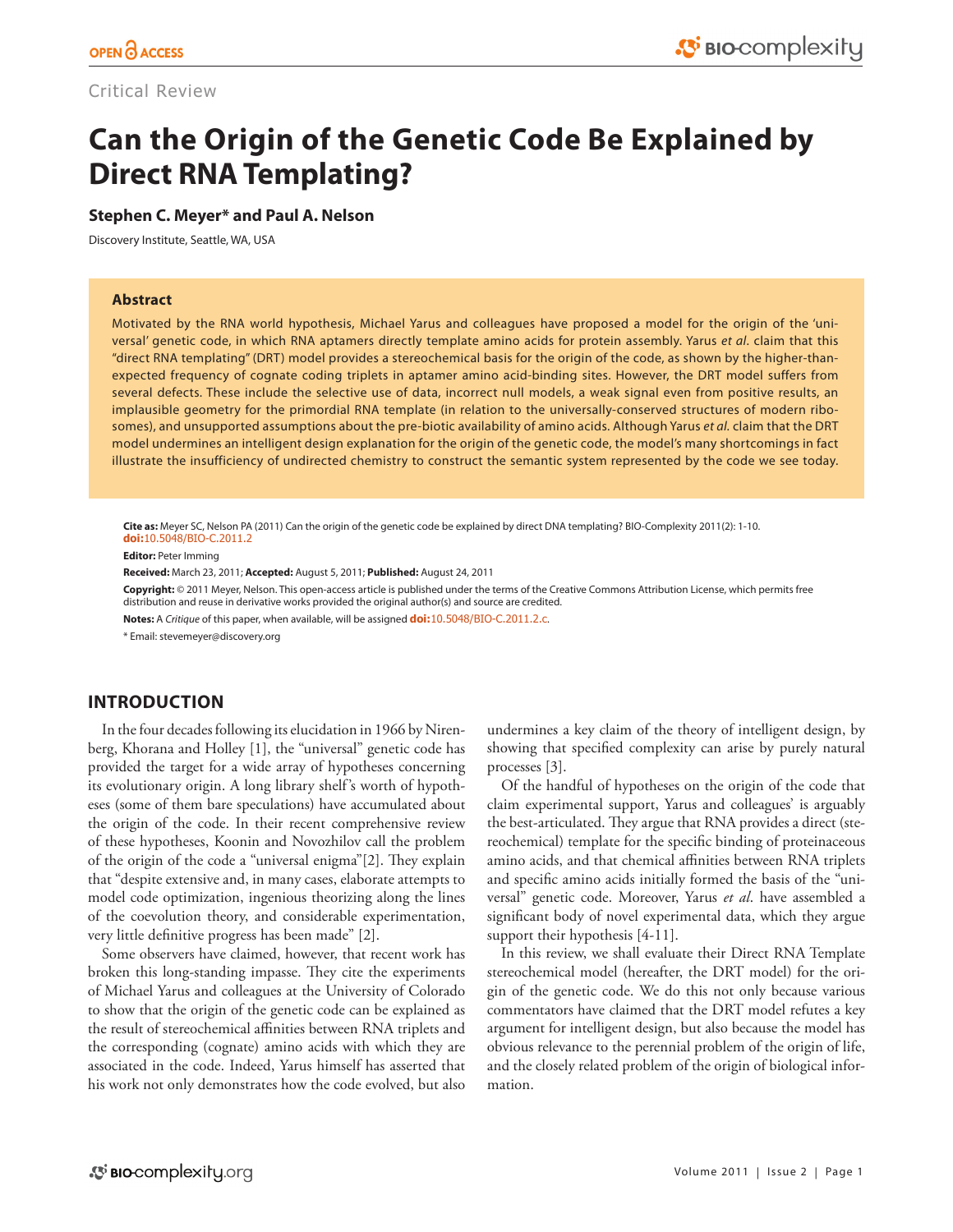Critical Review

# Can the Origin of the Genetic Code Be Explained by Direct RNA Templating?

**Stephen C. Meyer* and Paul A. Nelson**

Discovery Institute, Seattle, WA, USA

### Abstract

Motivated by the RNA world hypothesis, Michael Yarus and colleagues have proposed a model for the origin of the 'universal' genetic code, in which RNA aptamers directly template amino acids for protein assembly. Yarus *et al*. claim that this "direct RNA templating" (DRT) model provides a stereochemical basis for the origin of the code, as shown by the higher-than-expected frequency of cognate coding triplets in aptamer amino acid-binding sites. However, the DRT model suffers from several defects. These include the selective use of data, incorrect null models, a weak signal even from positive results, an implausible geometry for the primordial RNA template (in relation to the universally-conserved structures of modern ribosomes), and unsupported assumptions about the pre-biotic availability of amino acids. Although Yarus *et al*. claim that the DRT model undermines an intelligent design explanation for the origin of the genetic code, the model's many shortcomings in fact illustrate the insufficiency of undirected chemistry to construct the semantic system represented by the code we see today.

**Cite as:** Meyer SC, Nelson PA (2011) Can the origin of the genetic code be explained by direct DNA templating? BIO-Complexity 2011(2): 1-10. **doi:**10.5048/BIO-C.2011.2

**Editor:** Peter Imming

**Received:** March 23, 2011; **Accepted:** August 5, 2011; **Published:** August 24, 2011

**Copyright:** © 2011 Meyer, Nelson. This open-access article is published under the terms of the Creative Commons Attribution License, which permits free distribution and reuse in derivative works provided the original author(s) and source are credited.

**Notes:** A *Critique* of this paper, when available, will be assigned **doi:**10.5048/BIO-C.2011.2.c.

\* Email: stevemeyer@discovery.org

## INTRODUCTION

In the four decades following its elucidation in 1966 by Nirenberg, Khorana and Holley [1], the "universal" genetic code has provided the target for a wide array of hypotheses concerning its evolutionary origin. A long library shelf's worth of hypotheses (some of them bare speculations) have accumulated about the origin of the code. In their recent comprehensive review of these hypotheses, Koonin and Novozhilov call the problem of the origin of the code a "universal enigma"[2]. They explain that "despite extensive and, in many cases, elaborate attempts to model code optimization, ingenious theorizing along the lines of the coevolution theory, and considerable experimentation, very little definitive progress has been made" [2].

Some observers have claimed, however, that recent work has broken this long-standing impasse. They cite the experiments of Michael Yarus and colleagues at the University of Colorado to show that the origin of the genetic code can be explained as the result of stereochemical affinities between RNA triplets and the corresponding (cognate) amino acids with which they are associated in the code. Indeed, Yarus himself has asserted that his work not only demonstrates how the code evolved, but also undermines a key claim of the theory of intelligent design, by showing that specified complexity can arise by purely natural processes [3].

Of the handful of hypotheses on the origin of the code that claim experimental support, Yarus and colleagues' is arguably the best-articulated. They argue that RNA provides a direct (stereochemical) template for the specific binding of proteinaceous amino acids, and that chemical affinities between RNA triplets and specific amino acids initially formed the basis of the "universal" genetic code. Moreover, Yarus *et al*. have assembled a significant body of novel experimental data, which they argue support their hypothesis [4-11].

In this review, we shall evaluate their Direct RNA Template stereochemical model (hereafter, the DRT model) for the origin of the genetic code. We do this not only because various commentators have claimed that the DRT model refutes a key argument for intelligent design, but also because the model has obvious relevance to the perennial problem of the origin of life, and the closely related problem of the origin of biological information.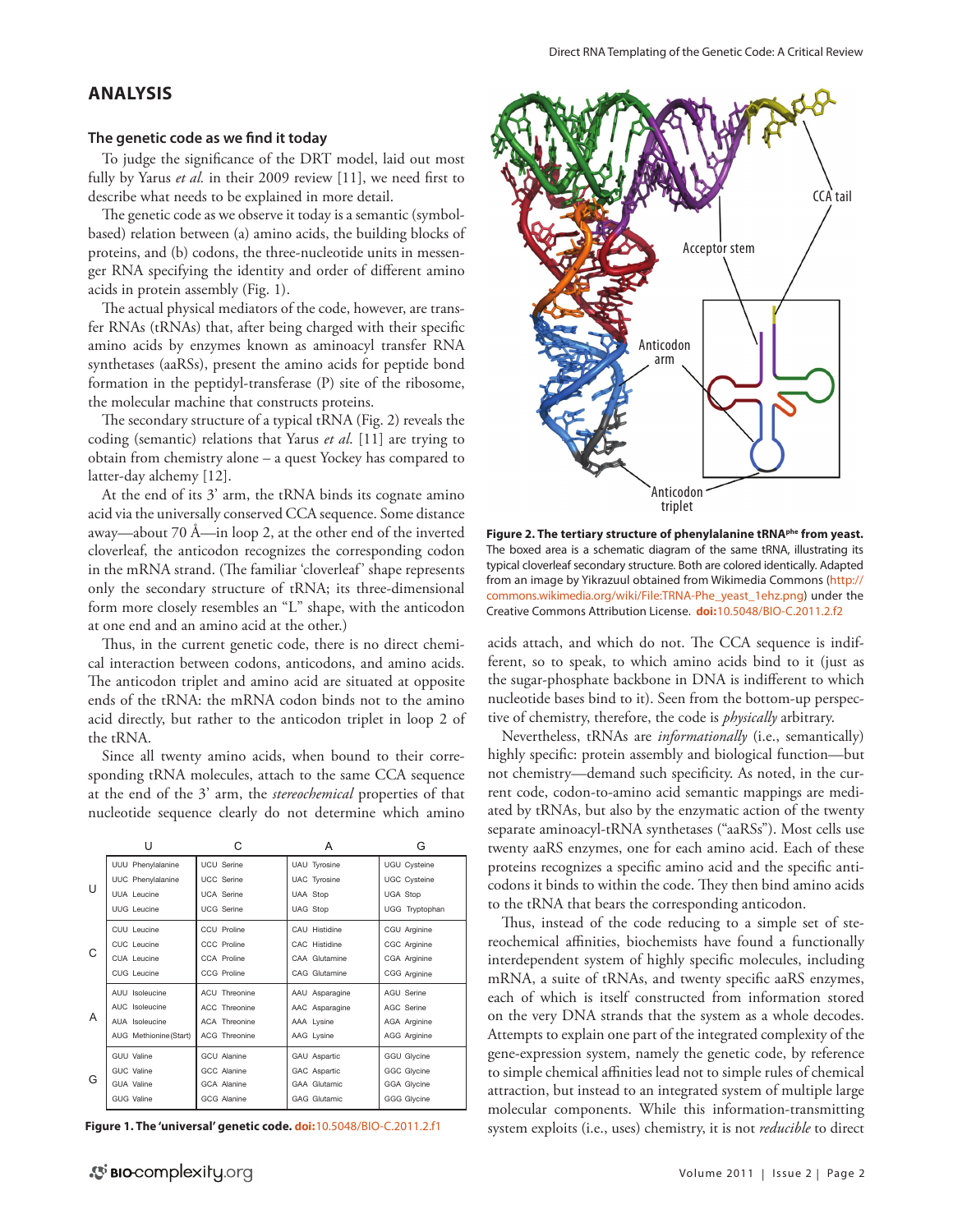## ANALYSIS

### The genetic code as we find it today

To judge the significance of the DRT model, laid out most fully by Yarus *et al.* in their 2009 review [11], we need first to describe what needs to be explained in more detail.

The genetic code as we observe it today is a semantic (symbol-based) relation between (a) amino acids, the building blocks of proteins, and (b) codons, the three-nucleotide units in messenger RNA specifying the identity and order of different amino acids in protein assembly (Fig. 1).

The actual physical mediators of the code, however, are transfer RNAs (tRNAs) that, after being charged with their specific amino acids by enzymes known as aminoacyl transfer RNA synthetases (aaRSs), present the amino acids for peptide bond formation in the peptidyl-transferase (P) site of the ribosome, the molecular machine that constructs proteins.

The secondary structure of a typical tRNA (Fig. 2) reveals the coding (semantic) relations that Yarus *et al.* [11] are trying to obtain from chemistry alone – a quest Yockey has compared to latter-day alchemy [12].

At the end of its 3' arm, the tRNA binds its cognate amino acid via the universally conserved CCA sequence. Some distance away—about 70 Å—in loop 2, at the other end of the inverted cloverleaf, the anticodon recognizes the corresponding codon in the mRNA strand. (The familiar 'cloverleaf' shape represents only the secondary structure of tRNA; its three-dimensional form more closely resembles an "L" shape, with the anticodon at one end and an amino acid at the other.)

Thus, in the current genetic code, there is no direct chemical interaction between codons, anticodons, and amino acids. The anticodon triplet and amino acid are situated at opposite ends of the tRNA: the mRNA codon binds not to the amino acid directly, but rather to the anticodon triplet in loop 2 of the tRNA.

Since all twenty amino acids, when bound to their corresponding tRNA molecules, attach to the same CCA sequence at the end of the 3' arm, the *stereochemical* properties of that nucleotide sequence clearly do not determine which amino acids attach, and which do not. The CCA sequence is indifferent, so to speak, to which amino acids bind to it (just as the sugar-phosphate backbone in DNA is indifferent to which nucleotide bases bind to it). Seen from the bottom-up perspective of chemistry, therefore, the code is *physically* arbitrary.

|   | U | C | A | G |
|---|---|---|---|---|
| U | UUU Phenylalanine<br>UUC Phenylalanine<br>UUA Leucine<br>UUG Leucine | UCU Serine<br>UCC Serine<br>UCA Serine<br>UCG Serine | UAU Tyrosine<br>UAC Tyrosine<br>UAA Stop<br>UAG Stop | UGU Cysteine<br>UGC Cysteine<br>UGA Stop<br>UGG Tryptophan |
| C | CUU Leucine<br>CUC Leucine<br>CUA Leucine<br>CUG Leucine | CCU Proline<br>CCC Proline<br>CCA Proline<br>CCG Proline | CAU Histidine<br>CAC Histidine<br>CAA Glutamine<br>CAG Glutamine | CGU Arginine<br>CGC Arginine<br>CGA Arginine<br>CGG Arginine |
| A | AUU Isoleucine<br>AUC Isoleucine<br>AUA Isoleucine<br>AUG Methionine (Start) | ACU Threonine<br>ACC Threonine<br>ACA Threonine<br>ACG Threonine | AAU Asparagine<br>AAC Asparagine<br>AAA Lysine<br>AAG Lysine | AGU Serine<br>AGC Serine<br>AGA Arginine<br>AGG Arginine |
| G | GUU Valine<br>GUC Valine<br>GUA Valine<br>GUG Valine | GCU Alanine<br>GCC Alanine<br>GCA Alanine<br>GCG Alanine | GAU Aspartic<br>GAC Aspartic<br>GAA Glutamic<br>GAG Glutamic | GGU Glycine<br>GGC Glycine<br>GGA Glycine<br>GGG Glycine |

**Figure 1. The 'universal' genetic code.** **doi:**10.5048/BIO-C.2011.2.f1

**Figure 2. The tertiary structure of phenylalanine tRNA[phe] from yeast.** The boxed area is a schematic diagram of the same tRNA, illustrating its typical cloverleaf secondary structure. Both are colored identically. Adapted from an image by Yikrazuul obtained from Wikimedia Commons (http://commons.wikimedia.org/wiki/File:TRNA-Phe_yeast_1ehz.png) under the Creative Commons Attribution License. **doi:**10.5048/BIO-C.2011.2.f2

Nevertheless, tRNAs are *informationally* (i.e., semantically) highly specific: protein assembly and biological function—but not chemistry—demand such specificity. As noted, in the current code, codon-to-amino acid semantic mappings are mediated by tRNAs, but also by the enzymatic action of the twenty separate aminoacyl-tRNA synthetases ("aaRSs"). Most cells use twenty aaRS enzymes, one for each amino acid. Each of these proteins recognizes a specific amino acid and the specific anticodons it binds to within the code. They then bind amino acids to the tRNA that bears the corresponding anticodon.

Thus, instead of the code reducing to a simple set of stereochemical affinities, biochemists have found a functionally interdependent system of highly specific molecules, including mRNA, a suite of tRNAs, and twenty specific aaRS enzymes, each of which is itself constructed from information stored on the very DNA strands that the system as a whole decodes. Attempts to explain one part of the integrated complexity of the gene-expression system, namely the genetic code, by reference to simple chemical affinities lead not to simple rules of chemical attraction, but instead to an integrated system of multiple large molecular components. While this information-transmitting system exploits (i.e., uses) chemistry, it is not *reducible* to direct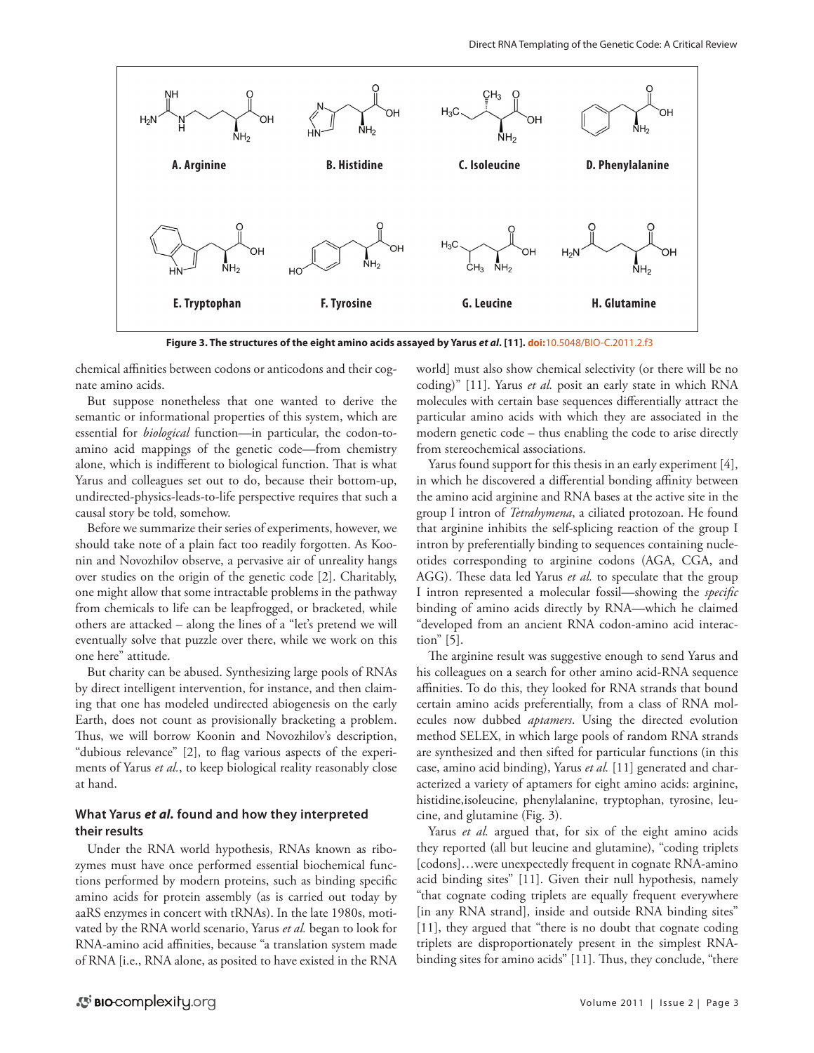A. Arginine B. Histidine C. Isoleucine D. Phenylalanine

E. Tryptophan F. Tyrosine G. Leucine H. Glutamine

**Figure 3. The structures of the eight amino acids assayed by Yarus *et al*. [11].** doi:10.5048/BIO-C.2011.2.f3

chemical affinities between codons or anticodons and their cognate amino acids.

But suppose nonetheless that one wanted to derive the semantic or informational properties of this system, which are essential for *biological* function—in particular, the codon-to-amino acid mappings of the genetic code—from chemistry alone, which is indifferent to biological function. That is what Yarus and colleagues set out to do, because their bottom-up, undirected-physics-leads-to-life perspective requires that such a causal story be told, somehow.

Before we summarize their series of experiments, however, we should take note of a plain fact too readily forgotten. As Koonin and Novozhilov observe, a pervasive air of unreality hangs over studies on the origin of the genetic code [2]. Charitably, one might allow that some intractable problems in the pathway from chemicals to life can be leapfrogged, or bracketed, while others are attacked – along the lines of a "let's pretend we will eventually solve that puzzle over there, while we work on this one here" attitude.

But charity can be abused. Synthesizing large pools of RNAs by direct intelligent intervention, for instance, and then claiming that one has modeled undirected abiogenesis on the early Earth, does not count as provisionally bracketing a problem. Thus, we will borrow Koonin and Novozhilov's description, "dubious relevance" [2], to flag various aspects of the experiments of Yarus *et al.*, to keep biological reality reasonably close at hand.

### What Yarus *et al*. found and how they interpreted their results

Under the RNA world hypothesis, RNAs known as ribozymes must have once performed essential biochemical functions performed by modern proteins, such as binding specific amino acids for protein assembly (as is carried out today by aaRS enzymes in concert with tRNAs). In the late 1980s, motivated by the RNA world scenario, Yarus *et al.* began to look for RNA-amino acid affinities, because "a translation system made of RNA [i.e., RNA alone, as posited to have existed in the RNA world] must also show chemical selectivity (or there will be no coding)" [11]. Yarus *et al.* posit an early state in which RNA molecules with certain base sequences differentially attract the particular amino acids with which they are associated in the modern genetic code – thus enabling the code to arise directly from stereochemical associations.

Yarus found support for this thesis in an early experiment [4], in which he discovered a differential bonding affinity between the amino acid arginine and RNA bases at the active site in the group I intron of *Tetrahymena*, a ciliated protozoan. He found that arginine inhibits the self-splicing reaction of the group I intron by preferentially binding to sequences containing nucleotides corresponding to arginine codons (AGA, CGA, and AGG). These data led Yarus *et al.* to speculate that the group I intron represented a molecular fossil—showing the *specific* binding of amino acids directly by RNA—which he claimed "developed from an ancient RNA codon-amino acid interaction" [5].

The arginine result was suggestive enough to send Yarus and his colleagues on a search for other amino acid-RNA sequence affinities. To do this, they looked for RNA strands that bound certain amino acids preferentially, from a class of RNA molecules now dubbed *aptamers*. Using the directed evolution method SELEX, in which large pools of random RNA strands are synthesized and then sifted for particular functions (in this case, amino acid binding), Yarus *et al.* [11] generated and characterized a variety of aptamers for eight amino acids: arginine, histidine,isoleucine, phenylalanine, tryptophan, tyrosine, leucine, and glutamine (Fig. 3).

Yarus *et al.* argued that, for six of the eight amino acids they reported (all but leucine and glutamine), "coding triplets [codons]…were unexpectedly frequent in cognate RNA-amino acid binding sites" [11]. Given their null hypothesis, namely "that cognate coding triplets are equally frequent everywhere [in any RNA strand], inside and outside RNA binding sites" [11], they argued that "there is no doubt that cognate coding triplets are disproportionately present in the simplest RNA-binding sites for amino acids" [11]. Thus, they conclude, "there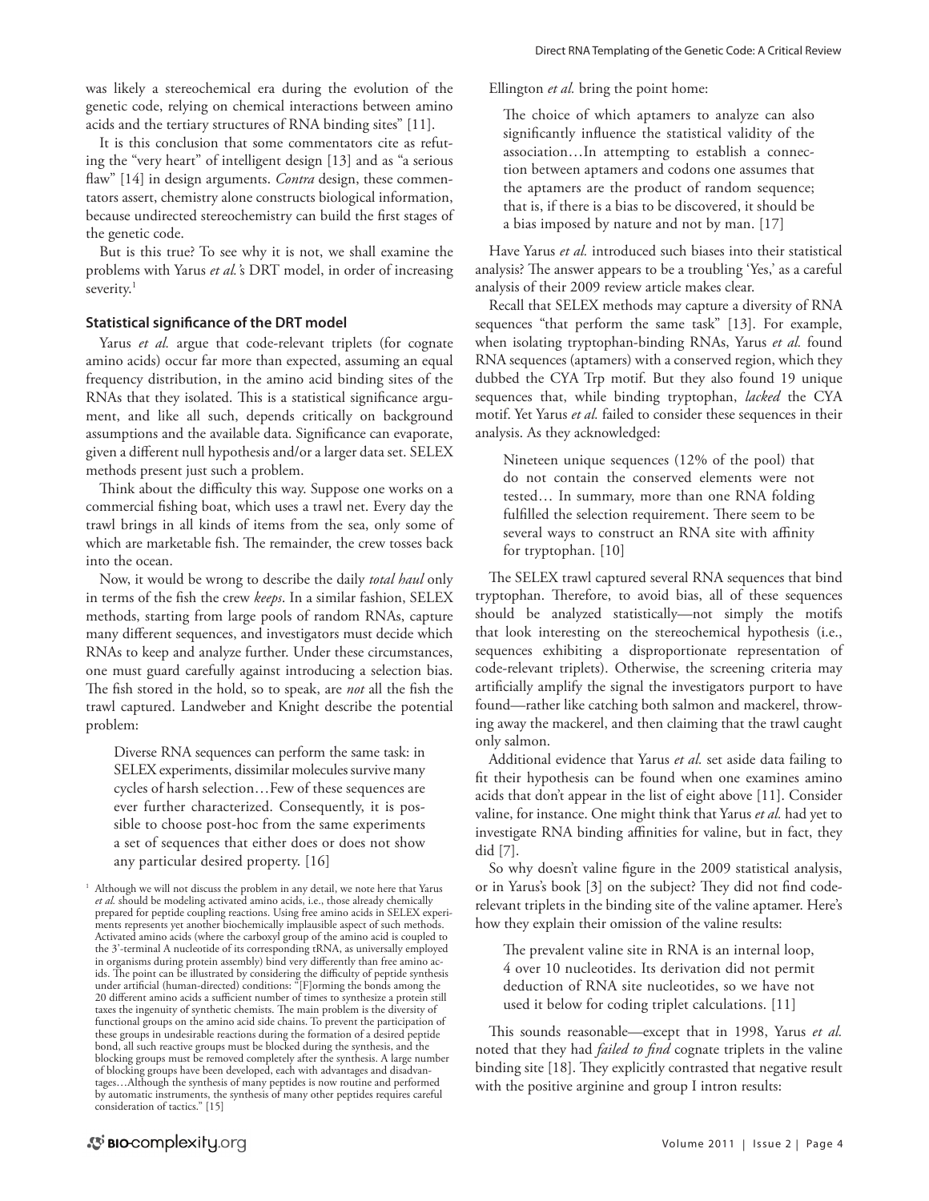was likely a stereochemical era during the evolution of the genetic code, relying on chemical interactions between amino acids and the tertiary structures of RNA binding sites" [11].

It is this conclusion that some commentators cite as refuting the "very heart" of intelligent design [13] and as "a serious flaw" [14] in design arguments. *Contra* design, these commentators assert, chemistry alone constructs biological information, because undirected stereochemistry can build the first stages of the genetic code.

But is this true? To see why it is not, we shall examine the problems with Yarus *et al.*'s DRT model, in order of increasing severity.[1]

### Statistical significance of the DRT model

Yarus *et al.* argue that code-relevant triplets (for cognate amino acids) occur far more than expected, assuming an equal frequency distribution, in the amino acid binding sites of the RNAs that they isolated. This is a statistical significance argument, and like all such, depends critically on background assumptions and the available data. Significance can evaporate, given a different null hypothesis and/or a larger data set. SELEX methods present just such a problem.

Think about the difficulty this way. Suppose one works on a commercial fishing boat, which uses a trawl net. Every day the trawl brings in all kinds of items from the sea, only some of which are marketable fish. The remainder, the crew tosses back into the ocean.

Now, it would be wrong to describe the daily *total haul* only in terms of the fish the crew *keeps*. In a similar fashion, SELEX methods, starting from large pools of random RNAs, capture many different sequences, and investigators must decide which RNAs to keep and analyze further. Under these circumstances, one must guard carefully against introducing a selection bias. The fish stored in the hold, so to speak, are *not* all the fish the trawl captured. Landweber and Knight describe the potential problem:

> Diverse RNA sequences can perform the same task: in SELEX experiments, dissimilar molecules survive many cycles of harsh selection…Few of these sequences are ever further characterized. Consequently, it is possible to choose post-hoc from the same experiments a set of sequences that either does or does not show any particular desired property. [16]

Ellington *et al.* bring the point home:

> The choice of which aptamers to analyze can also significantly influence the statistical validity of the association…In attempting to establish a connection between aptamers and codons one assumes that the aptamers are the product of random sequence; that is, if there is a bias to be discovered, it should be a bias imposed by nature and not by man. [17]

Have Yarus *et al.* introduced such biases into their statistical analysis? The answer appears to be a troubling 'Yes,' as a careful analysis of their 2009 review article makes clear.

Recall that SELEX methods may capture a diversity of RNA sequences "that perform the same task" [13]. For example, when isolating tryptophan-binding RNAs, Yarus *et al.* found RNA sequences (aptamers) with a conserved region, which they dubbed the CYA Trp motif. But they also found 19 unique sequences that, while binding tryptophan, *lacked* the CYA motif. Yet Yarus *et al.* failed to consider these sequences in their analysis. As they acknowledged:

> Nineteen unique sequences (12% of the pool) that do not contain the conserved elements were not tested… In summary, more than one RNA folding fulfilled the selection requirement. There seem to be several ways to construct an RNA site with affinity for tryptophan. [10]

The SELEX trawl captured several RNA sequences that bind tryptophan. Therefore, to avoid bias, all of these sequences should be analyzed statistically—not simply the motifs that look interesting on the stereochemical hypothesis (i.e., sequences exhibiting a disproportionate representation of code-relevant triplets). Otherwise, the screening criteria may artificially amplify the signal the investigators purport to have found—rather like catching both salmon and mackerel, throwing away the mackerel, and then claiming that the trawl caught only salmon.

Additional evidence that Yarus *et al.* set aside data failing to fit their hypothesis can be found when one examines amino acids that don't appear in the list of eight above [11]. Consider valine, for instance. One might think that Yarus *et al.* had yet to investigate RNA binding affinities for valine, but in fact, they did [7].

So why doesn't valine figure in the 2009 statistical analysis, or in Yarus's book [3] on the subject? They did not find code-relevant triplets in the binding site of the valine aptamer. Here's how they explain their omission of the valine results:

> The prevalent valine site in RNA is an internal loop, 4 over 10 nucleotides. Its derivation did not permit deduction of RNA site nucleotides, so we have not used it below for coding triplet calculations. [11]

This sounds reasonable—except that in 1998, Yarus *et al.* noted that they had *failed to find* cognate triplets in the valine binding site [18]. They explicitly contrasted that negative result with the positive arginine and group I intron results:

[1] Although we will not discuss the problem in any detail, we note here that Yarus *et al.* should be modeling activated amino acids, i.e., those already chemically prepared for peptide coupling reactions. Using free amino acids in SELEX experiments represents yet another biochemically implausible aspect of such methods. Activated amino acids (where the carboxyl group of the amino acid is coupled to the 3'-terminal A nucleotide of its corresponding tRNA, as universally employed in organisms during protein assembly) bind very differently than free amino acids. The point can be illustrated by considering the difficulty of peptide synthesis under artificial (human-directed) conditions: "[F]orming the bonds among the 20 different amino acids a sufficient number of times to synthesize a protein still taxes the ingenuity of synthetic chemists. The main problem is the diversity of functional groups on the amino acid side chains. To prevent the participation of these groups in undesirable reactions during the formation of a desired peptide bond, all such reactive groups must be blocked during the synthesis, and the blocking groups must be removed completely after the synthesis. A large number of blocking groups have been developed, each with advantages and disadvantages…Although the synthesis of many peptides is now routine and performed by automatic instruments, the synthesis of many other peptides requires careful consideration of tactics." [15]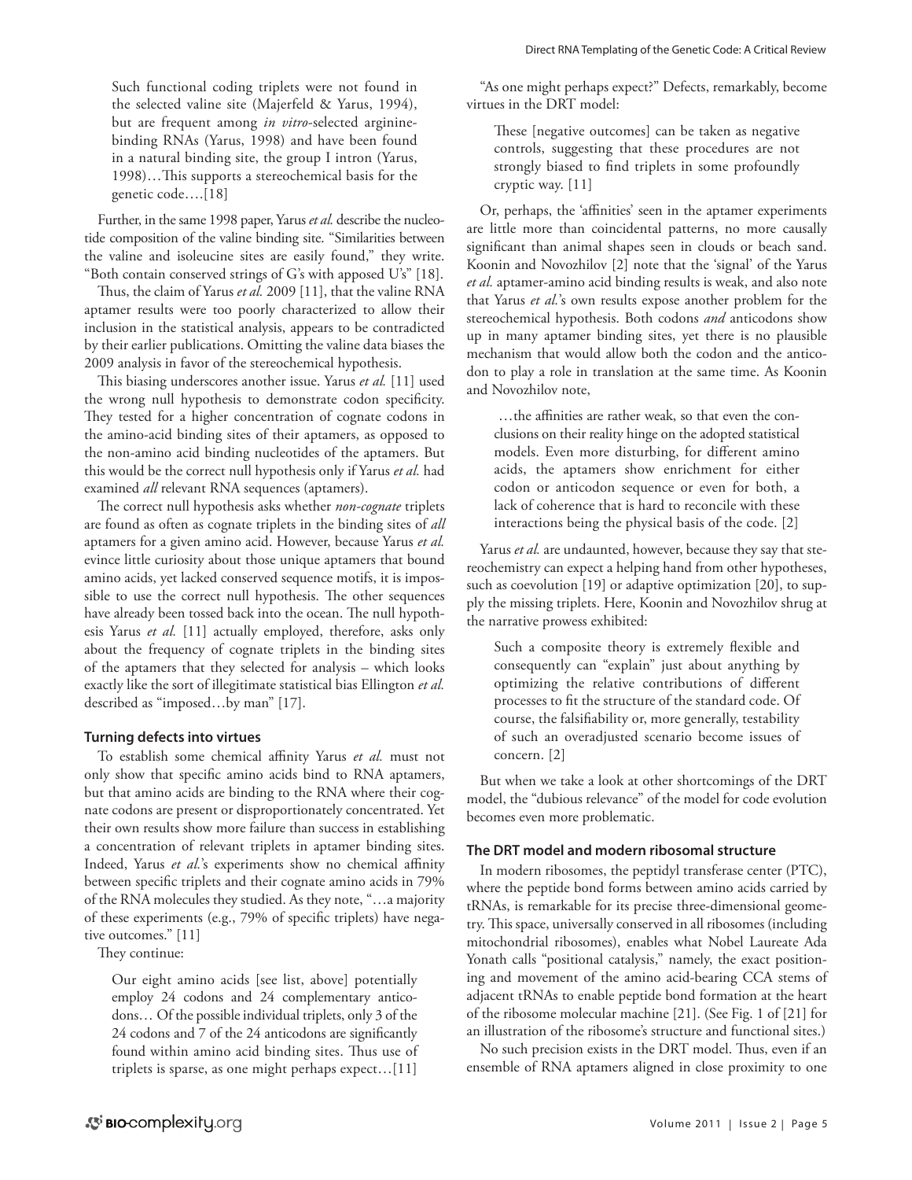> Such functional coding triplets were not found in the selected valine site (Majerfeld & Yarus, 1994), but are frequent among *in vitro*-selected arginine-binding RNAs (Yarus, 1998) and have been found in a natural binding site, the group I intron (Yarus, 1998)…This supports a stereochemical basis for the genetic code….[18]

Further, in the same 1998 paper, Yarus *et al.* describe the nucleotide composition of the valine binding site. "Similarities between the valine and isoleucine sites are easily found," they write. "Both contain conserved strings of G's with apposed U's" [18].

Thus, the claim of Yarus *et al.* 2009 [11], that the valine RNA aptamer results were too poorly characterized to allow their inclusion in the statistical analysis, appears to be contradicted by their earlier publications. Omitting the valine data biases the 2009 analysis in favor of the stereochemical hypothesis.

This biasing underscores another issue. Yarus *et al.* [11] used the wrong null hypothesis to demonstrate codon specificity. They tested for a higher concentration of cognate codons in the amino-acid binding sites of their aptamers, as opposed to the non-amino acid binding nucleotides of the aptamers. But this would be the correct null hypothesis only if Yarus *et al.* had examined *all* relevant RNA sequences (aptamers).

The correct null hypothesis asks whether *non-cognate* triplets are found as often as cognate triplets in the binding sites of *all* aptamers for a given amino acid. However, because Yarus *et al.* evince little curiosity about those unique aptamers that bound amino acids, yet lacked conserved sequence motifs, it is impossible to use the correct null hypothesis. The other sequences have already been tossed back into the ocean. The null hypothesis Yarus *et al.* [11] actually employed, therefore, asks only about the frequency of cognate triplets in the binding sites of the aptamers that they selected for analysis – which looks exactly like the sort of illegitimate statistical bias Ellington *et al.* described as "imposed…by man" [17].

### Turning defects into virtues

To establish some chemical affinity Yarus *et al.* must not only show that specific amino acids bind to RNA aptamers, but that amino acids are binding to the RNA where their cognate codons are present or disproportionately concentrated. Yet their own results show more failure than success in establishing a concentration of relevant triplets in aptamer binding sites. Indeed, Yarus *et al.*'s experiments show no chemical affinity between specific triplets and their cognate amino acids in 79% of the RNA molecules they studied. As they note, "…a majority of these experiments (e.g., 79% of specific triplets) have negative outcomes." [11]

They continue:

> Our eight amino acids [see list, above] potentially employ 24 codons and 24 complementary anticodons… Of the possible individual triplets, only 3 of the 24 codons and 7 of the 24 anticodons are significantly found within amino acid binding sites. Thus use of triplets is sparse, as one might perhaps expect…[11]

"As one might perhaps expect?" Defects, remarkably, become virtues in the DRT model:

> These [negative outcomes] can be taken as negative controls, suggesting that these procedures are not strongly biased to find triplets in some profoundly cryptic way. [11]

Or, perhaps, the 'affinities' seen in the aptamer experiments are little more than coincidental patterns, no more causally significant than animal shapes seen in clouds or beach sand. Koonin and Novozhilov [2] note that the 'signal' of the Yarus *et al.* aptamer-amino acid binding results is weak, and also note that Yarus *et al.*'s own results expose another problem for the stereochemical hypothesis. Both codons *and* anticodons show up in many aptamer binding sites, yet there is no plausible mechanism that would allow both the codon and the anticodon to play a role in translation at the same time. As Koonin and Novozhilov note,

> …the affinities are rather weak, so that even the conclusions on their reality hinge on the adopted statistical models. Even more disturbing, for different amino acids, the aptamers show enrichment for either codon or anticodon sequence or even for both, a lack of coherence that is hard to reconcile with these interactions being the physical basis of the code. [2]

Yarus *et al.* are undaunted, however, because they say that stereochemistry can expect a helping hand from other hypotheses, such as coevolution [19] or adaptive optimization [20], to supply the missing triplets. Here, Koonin and Novozhilov shrug at the narrative prowess exhibited:

> Such a composite theory is extremely flexible and consequently can "explain" just about anything by optimizing the relative contributions of different processes to fit the structure of the standard code. Of course, the falsifiability or, more generally, testability of such an overadjusted scenario become issues of concern. [2]

But when we take a look at other shortcomings of the DRT model, the "dubious relevance" of the model for code evolution becomes even more problematic.

### The DRT model and modern ribosomal structure

In modern ribosomes, the peptidyl transferase center (PTC), where the peptide bond forms between amino acids carried by tRNAs, is remarkable for its precise three-dimensional geometry. This space, universally conserved in all ribosomes (including mitochondrial ribosomes), enables what Nobel Laureate Ada Yonath calls "positional catalysis," namely, the exact positioning and movement of the amino acid-bearing CCA stems of adjacent tRNAs to enable peptide bond formation at the heart of the ribosome molecular machine [21]. (See Fig. 1 of [21] for an illustration of the ribosome's structure and functional sites.)

No such precision exists in the DRT model. Thus, even if an ensemble of RNA aptamers aligned in close proximity to one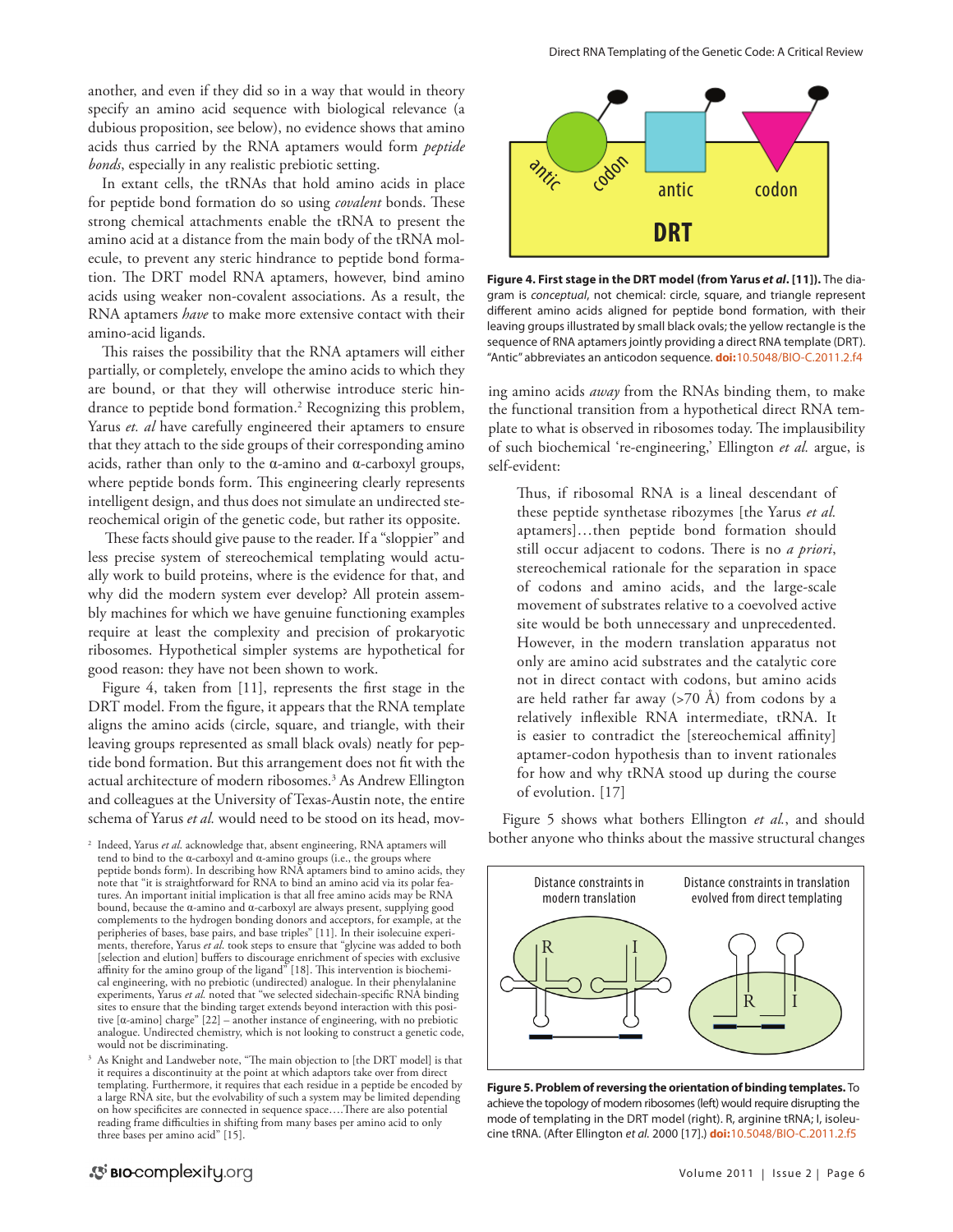another, and even if they did so in a way that would in theory specify an amino acid sequence with biological relevance (a dubious proposition, see below), no evidence shows that amino acids thus carried by the RNA aptamers would form *peptide bonds*, especially in any realistic prebiotic setting.

In extant cells, the tRNAs that hold amino acids in place for peptide bond formation do so using *covalent* bonds. These strong chemical attachments enable the tRNA to present the amino acid at a distance from the main body of the tRNA molecule, to prevent any steric hindrance to peptide bond formation. The DRT model RNA aptamers, however, bind amino acids using weaker non-covalent associations. As a result, the RNA aptamers *have* to make more extensive contact with their amino-acid ligands.

This raises the possibility that the RNA aptamers will either partially, or completely, envelope the amino acids to which they are bound, or that they will otherwise introduce steric hindrance to peptide bond formation.[2] Recognizing this problem, Yarus *et. al* have carefully engineered their aptamers to ensure that they attach to the side groups of their corresponding amino acids, rather than only to the α-amino and α-carboxyl groups, where peptide bonds form. This engineering clearly represents intelligent design, and thus does not simulate an undirected stereochemical origin of the genetic code, but rather its opposite.

These facts should give pause to the reader. If a "sloppier" and less precise system of stereochemical templating would actually work to build proteins, where is the evidence for that, and why did the modern system ever develop? All protein assembly machines for which we have genuine functioning examples require at least the complexity and precision of prokaryotic ribosomes. Hypothetical simpler systems are hypothetical for good reason: they have not been shown to work.

Figure 4, taken from [11], represents the first stage in the DRT model. From the figure, it appears that the RNA template aligns the amino acids (circle, square, and triangle, with their leaving groups represented as small black ovals) neatly for peptide bond formation. But this arrangement does not fit with the actual architecture of modern ribosomes.[3] As Andrew Ellington and colleagues at the University of Texas-Austin note, the entire schema of Yarus *et al.* would need to be stood on its head, moving amino acids *away* from the RNAs binding them, to make the functional transition from a hypothetical direct RNA template to what is observed in ribosomes today. The implausibility of such biochemical 're-engineering,' Ellington *et al.* argue, is self-evident:

> Thus, if ribosomal RNA is a lineal descendant of these peptide synthetase ribozymes [the Yarus *et al.* aptamers]…then peptide bond formation should still occur adjacent to codons. There is no *a priori*, stereochemical rationale for the separation in space of codons and amino acids, and the large-scale movement of substrates relative to a coevolved active site would be both unnecessary and unprecedented. However, in the modern translation apparatus not only are amino acid substrates and the catalytic core not in direct contact with codons, but amino acids are held rather far away (>70 Å) from codons by a relatively inflexible RNA intermediate, tRNA. It is easier to contradict the [stereochemical affinity] aptamer-codon hypothesis than to invent rationales for how and why tRNA stood up during the course of evolution. [17]

**Figure 4. First stage in the DRT model (from Yarus *et al*. [11]).** The diagram is *conceptual*, not chemical: circle, square, and triangle represent different amino acids aligned for peptide bond formation, with their leaving groups illustrated by small black ovals; the yellow rectangle is the sequence of RNA aptamers jointly providing a direct RNA template (DRT). "Antic" abbreviates an anticodon sequence. **doi:**10.5048/BIO-C.2011.2.f4

Figure 5 shows what bothers Ellington *et al.*, and should bother anyone who thinks about the massive structural changes

**Figure 5. Problem of reversing the orientation of binding templates.** To achieve the topology of modern ribosomes (left) would require disrupting the mode of templating in the DRT model (right). R, arginine tRNA; I, isoleucine tRNA. (After Ellington *et al.* 2000 [17].) **doi:**10.5048/BIO-C.2011.2.f5

---

[2] Indeed, Yarus *et al*. acknowledge that, absent engineering, RNA aptamers will tend to bind to the α-carboxyl and α-amino groups (i.e., the groups where peptide bonds form). In describing how RNA aptamers bind to amino acids, they note that "it is straightforward for RNA to bind an amino acid via its polar features. An important initial implication is that all free amino acids may be RNA bound, because the α-amino and α-carboxyl are always present, supplying good complements to the hydrogen bonding donors and acceptors, for example, at the peripheries of bases, base pairs, and base triples" [11]. In their isoleucine experiments, therefore, Yarus *et al.* took steps to ensure that "glycine was added to both [selection and elution] buffers to discourage enrichment of species with exclusive affinity for the amino group of the ligand" [18]. This intervention is biochemical engineering, with no prebiotic (undirected) analogue. In their phenylalanine experiments, Yarus *et al.* noted that "we selected sidechain-specific RNA binding sites to ensure that the binding target extends beyond interaction with this positive [α-amino] charge" [22] – another instance of engineering, with no prebiotic analogue. Undirected chemistry, which is not looking to construct a genetic code, would not be discriminating.

[3] As Knight and Landweber note, "The main objection to [the DRT model] is that it requires a discontinuity at the point at which adaptors take over from direct templating. Furthermore, it requires that each residue in a peptide be encoded by a large RNA site, but the evolvability of such a system may be limited depending on how specificites are connected in sequence space….There are also potential reading frame difficulties in shifting from many bases per amino acid to only three bases per amino acid" [15].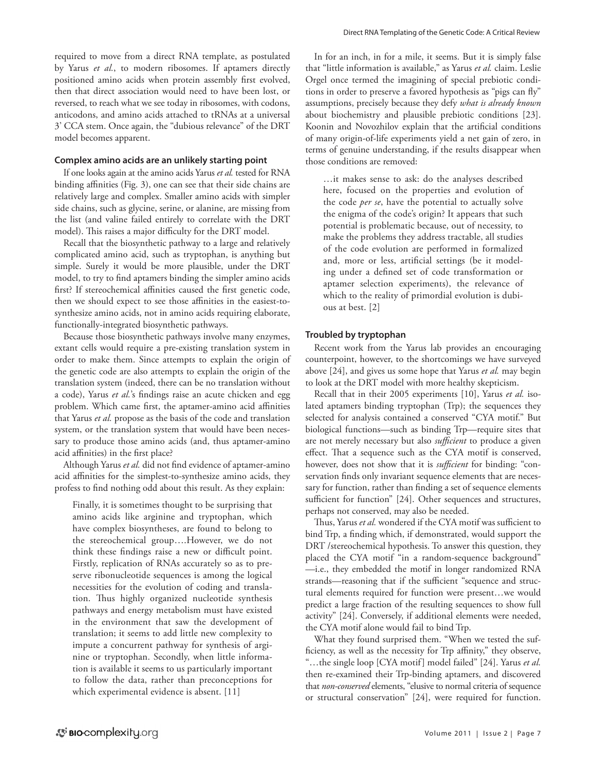required to move from a direct RNA template, as postulated by Yarus *et al.*, to modern ribosomes. If aptamers directly positioned amino acids when protein assembly first evolved, then that direct association would need to have been lost, or reversed, to reach what we see today in ribosomes, with codons, anticodons, and amino acids attached to tRNAs at a universal 3' CCA stem. Once again, the "dubious relevance" of the DRT model becomes apparent.

### Complex amino acids are an unlikely starting point

If one looks again at the amino acids Yarus *et al.* tested for RNA binding affinities (Fig. 3), one can see that their side chains are relatively large and complex. Smaller amino acids with simpler side chains, such as glycine, serine, or alanine, are missing from the list (and valine failed entirely to correlate with the DRT model). This raises a major difficulty for the DRT model.

Recall that the biosynthetic pathway to a large and relatively complicated amino acid, such as tryptophan, is anything but simple. Surely it would be more plausible, under the DRT model, to try to find aptamers binding the simpler amino acids first? If stereochemical affinities caused the first genetic code, then we should expect to see those affinities in the easiest-to-synthesize amino acids, not in amino acids requiring elaborate, functionally-integrated biosynthetic pathways.

Because those biosynthetic pathways involve many enzymes, extant cells would require a pre-existing translation system in order to make them. Since attempts to explain the origin of the genetic code are also attempts to explain the origin of the translation system (indeed, there can be no translation without a code), Yarus *et al.*'s findings raise an acute chicken and egg problem. Which came first, the aptamer-amino acid affinities that Yarus *et al.* propose as the basis of the code and translation system, or the translation system that would have been necessary to produce those amino acids (and, thus aptamer-amino acid affinities) in the first place?

Although Yarus *et al.* did not find evidence of aptamer-amino acid affinities for the simplest-to-synthesize amino acids, they profess to find nothing odd about this result. As they explain:

> Finally, it is sometimes thought to be surprising that amino acids like arginine and tryptophan, which have complex biosyntheses, are found to belong to the stereochemical group….However, we do not think these findings raise a new or difficult point. Firstly, replication of RNAs accurately so as to preserve ribonucleotide sequences is among the logical necessities for the evolution of coding and translation. Thus highly organized nucleotide synthesis pathways and energy metabolism must have existed in the environment that saw the development of translation; it seems to add little new complexity to impute a concurrent pathway for synthesis of arginine or tryptophan. Secondly, when little information is available it seems to us particularly important to follow the data, rather than preconceptions for which experimental evidence is absent. [11]

In for an inch, in for a mile, it seems. But it is simply false that "little information is available," as Yarus *et al.* claim. Leslie Orgel once termed the imagining of special prebiotic conditions in order to preserve a favored hypothesis as "pigs can fly" assumptions, precisely because they defy *what is already known* about biochemistry and plausible prebiotic conditions [23]. Koonin and Novozhilov explain that the artificial conditions of many origin-of-life experiments yield a net gain of zero, in terms of genuine understanding, if the results disappear when those conditions are removed:

> …it makes sense to ask: do the analyses described here, focused on the properties and evolution of the code *per se*, have the potential to actually solve the enigma of the code's origin? It appears that such potential is problematic because, out of necessity, to make the problems they address tractable, all studies of the code evolution are performed in formalized and, more or less, artificial settings (be it modeling under a defined set of code transformation or aptamer selection experiments), the relevance of which to the reality of primordial evolution is dubious at best. [2]

### Troubled by tryptophan

Recent work from the Yarus lab provides an encouraging counterpoint, however, to the shortcomings we have surveyed above [24], and gives us some hope that Yarus *et al.* may begin to look at the DRT model with more healthy skepticism.

Recall that in their 2005 experiments [10], Yarus *et al.* isolated aptamers binding tryptophan (Trp); the sequences they selected for analysis contained a conserved "CYA motif." But biological functions—such as binding Trp—require sites that are not merely necessary but also *sufficient* to produce a given effect. That a sequence such as the CYA motif is conserved, however, does not show that it is *sufficient* for binding: "conservation finds only invariant sequence elements that are necessary for function, rather than finding a set of sequence elements sufficient for function" [24]. Other sequences and structures, perhaps not conserved, may also be needed.

Thus, Yarus *et al.* wondered if the CYA motif was sufficient to bind Trp, a finding which, if demonstrated, would support the DRT /stereochemical hypothesis. To answer this question, they placed the CYA motif "in a random-sequence background" —i.e., they embedded the motif in longer randomized RNA strands—reasoning that if the sufficient "sequence and structural elements required for function were present…we would predict a large fraction of the resulting sequences to show full activity" [24]. Conversely, if additional elements were needed, the CYA motif alone would fail to bind Trp.

What they found surprised them. "When we tested the sufficiency, as well as the necessity for Trp affinity," they observe, "…the single loop [CYA motif] model failed" [24]. Yarus *et al.* then re-examined their Trp-binding aptamers, and discovered that *non-conserved* elements, "elusive to normal criteria of sequence or structural conservation" [24], were required for function.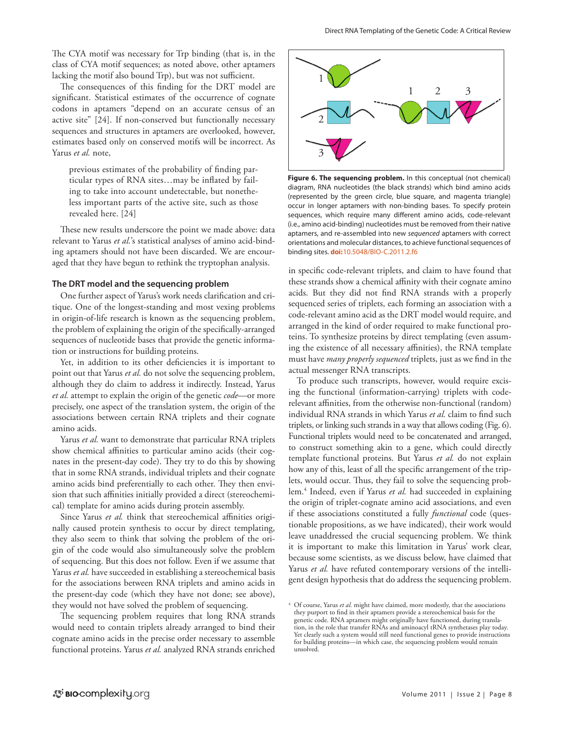The CYA motif was necessary for Trp binding (that is, in the class of CYA motif sequences; as noted above, other aptamers lacking the motif also bound Trp), but was not sufficient.

The consequences of this finding for the DRT model are significant. Statistical estimates of the occurrence of cognate codons in aptamers "depend on an accurate census of an active site" [24]. If non-conserved but functionally necessary sequences and structures in aptamers are overlooked, however, estimates based only on conserved motifs will be incorrect. As Yarus *et al.* note,

> previous estimates of the probability of finding particular types of RNA sites…may be inflated by failing to take into account undetectable, but nonetheless important parts of the active site, such as those revealed here. [24]

These new results underscore the point we made above: data relevant to Yarus *et al.*'s statistical analyses of amino acid-binding aptamers should not have been discarded. We are encouraged that they have begun to rethink the tryptophan analysis.

### The DRT model and the sequencing problem

One further aspect of Yarus's work needs clarification and critique. One of the longest-standing and most vexing problems in origin-of-life research is known as the sequencing problem, the problem of explaining the origin of the specifically-arranged sequences of nucleotide bases that provide the genetic information or instructions for building proteins.

Yet, in addition to its other deficiencies it is important to point out that Yarus *et al.* do not solve the sequencing problem, although they do claim to address it indirectly. Instead, Yarus *et al.* attempt to explain the origin of the genetic *code*—or more precisely, one aspect of the translation system, the origin of the associations between certain RNA triplets and their cognate amino acids.

Yarus *et al.* want to demonstrate that particular RNA triplets show chemical affinities to particular amino acids (their cognates in the present-day code). They try to do this by showing that in some RNA strands, individual triplets and their cognate amino acids bind preferentially to each other. They then envision that such affinities initially provided a direct (stereochemical) template for amino acids during protein assembly.

Since Yarus *et al.* think that stereochemical affinities originally caused protein synthesis to occur by direct templating, they also seem to think that solving the problem of the origin of the code would also simultaneously solve the problem of sequencing. But this does not follow. Even if we assume that Yarus *et al.* have succeeded in establishing a stereochemical basis for the associations between RNA triplets and amino acids in the present-day code (which they have not done; see above), they would not have solved the problem of sequencing.

The sequencing problem requires that long RNA strands would need to contain triplets already arranged to bind their cognate amino acids in the precise order necessary to assemble functional proteins. Yarus *et al.* analyzed RNA strands enriched in specific code-relevant triplets, and claim to have found that these strands show a chemical affinity with their cognate amino acids. But they did not find RNA strands with a properly sequenced series of triplets, each forming an association with a code-relevant amino acid as the DRT model would require, and arranged in the kind of order required to make functional proteins. To synthesize proteins by direct templating (even assuming the existence of all necessary affinities), the RNA template must have *many properly sequenced* triplets, just as we find in the actual messenger RNA transcripts.

**Figure 6. The sequencing problem.** In this conceptual (not chemical) diagram, RNA nucleotides (the black strands) which bind amino acids (represented by the green circle, blue square, and magenta triangle) occur in longer aptamers with non-binding bases. To specify protein sequences, which require many different amino acids, code-relevant (i.e., amino acid-binding) nucleotides must be removed from their native aptamers, and re-assembled into new *sequenced* aptamers with correct orientations and molecular distances, to achieve functional sequences of binding sites. **doi:**10.5048/BIO-C.2011.2.f6

To produce such transcripts, however, would require excising the functional (information-carrying) triplets with code-relevant affinities, from the otherwise non-functional (random) individual RNA strands in which Yarus *et al.* claim to find such triplets, or linking such strands in a way that allows coding (Fig. 6). Functional triplets would need to be concatenated and arranged, to construct something akin to a gene, which could directly template functional proteins. But Yarus *et al.* do not explain how any of this, least of all the specific arrangement of the triplets, would occur. Thus, they fail to solve the sequencing problem.[4] Indeed, even if Yarus *et al.* had succeeded in explaining the origin of triplet-cognate amino acid associations, and even if these associations constituted a fully *functional* code (questionable propositions, as we have indicated), their work would leave unaddressed the crucial sequencing problem. We think it is important to make this limitation in Yarus' work clear, because some scientists, as we discuss below, have claimed that Yarus *et al.* have refuted contemporary versions of the intelligent design hypothesis that do address the sequencing problem.

[4] Of course, Yarus *et al.* might have claimed, more modestly, that the associations they purport to find in their aptamers provide a stereochemical basis for the genetic code. RNA aptamers might originally have functioned, during translation, in the role that transfer RNAs and aminoacyl tRNA synthetases play today. Yet clearly such a system would still need functional genes to provide instructions for building proteins—in which case, the sequencing problem would remain unsolved.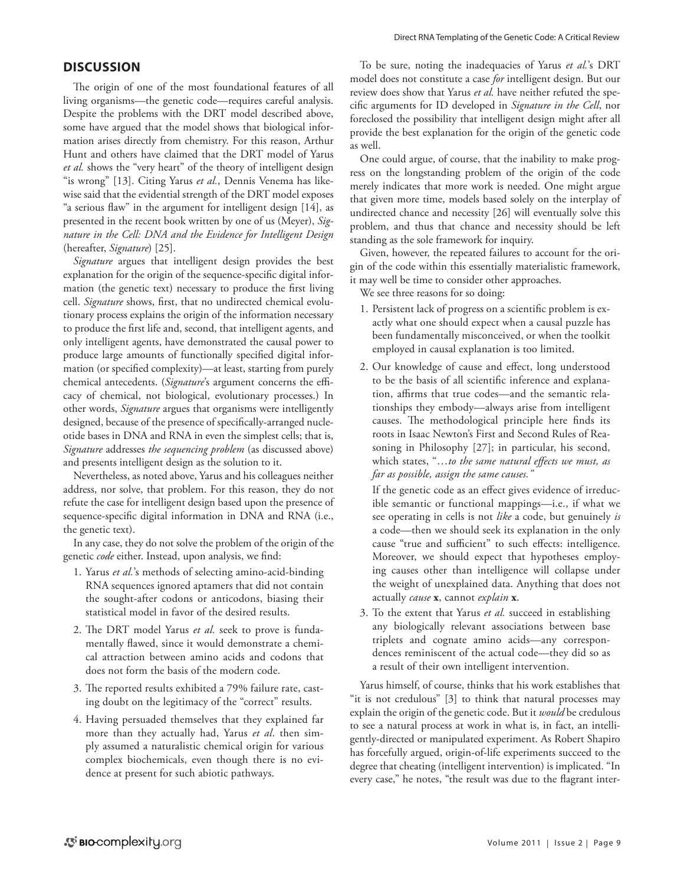## DISCUSSION

The origin of one of the most foundational features of all living organisms—the genetic code—requires careful analysis. Despite the problems with the DRT model described above, some have argued that the model shows that biological information arises directly from chemistry. For this reason, Arthur Hunt and others have claimed that the DRT model of Yarus *et al.* shows the "very heart" of the theory of intelligent design "is wrong" [13]. Citing Yarus *et al.*, Dennis Venema has likewise said that the evidential strength of the DRT model exposes "a serious flaw" in the argument for intelligent design [14], as presented in the recent book written by one of us (Meyer), *Signature in the Cell: DNA and the Evidence for Intelligent Design* (hereafter, *Signature*) [25].

*Signature* argues that intelligent design provides the best explanation for the origin of the sequence-specific digital information (the genetic text) necessary to produce the first living cell. *Signature* shows, first, that no undirected chemical evolutionary process explains the origin of the information necessary to produce the first life and, second, that intelligent agents, and only intelligent agents, have demonstrated the causal power to produce large amounts of functionally specified digital information (or specified complexity)—at least, starting from purely chemical antecedents. (*Signature*'s argument concerns the efficacy of chemical, not biological, evolutionary processes.) In other words, *Signature* argues that organisms were intelligently designed, because of the presence of specifically-arranged nucleotide bases in DNA and RNA in even the simplest cells; that is, *Signature* addresses *the sequencing problem* (as discussed above) and presents intelligent design as the solution to it.

Nevertheless, as noted above, Yarus and his colleagues neither address, nor solve, that problem. For this reason, they do not refute the case for intelligent design based upon the presence of sequence-specific digital information in DNA and RNA (i.e., the genetic text).

In any case, they do not solve the problem of the origin of the genetic *code* either. Instead, upon analysis, we find:

1. Yarus *et al.*'s methods of selecting amino-acid-binding RNA sequences ignored aptamers that did not contain the sought-after codons or anticodons, biasing their statistical model in favor of the desired results.
2. The DRT model Yarus *et al.* seek to prove is fundamentally flawed, since it would demonstrate a chemical attraction between amino acids and codons that does not form the basis of the modern code.
3. The reported results exhibited a 79% failure rate, casting doubt on the legitimacy of the "correct" results.
4. Having persuaded themselves that they explained far more than they actually had, Yarus *et al*. then simply assumed a naturalistic chemical origin for various complex biochemicals, even though there is no evidence at present for such abiotic pathways.

To be sure, noting the inadequacies of Yarus *et al.*'s DRT model does not constitute a case *for* intelligent design. But our review does show that Yarus *et al.* have neither refuted the specific arguments for ID developed in *Signature in the Cell*, nor foreclosed the possibility that intelligent design might after all provide the best explanation for the origin of the genetic code as well.

One could argue, of course, that the inability to make progress on the longstanding problem of the origin of the code merely indicates that more work is needed. One might argue that given more time, models based solely on the interplay of undirected chance and necessity [26] will eventually solve this problem, and thus that chance and necessity should be left standing as the sole framework for inquiry.

Given, however, the repeated failures to account for the origin of the code within this essentially materialistic framework, it may well be time to consider other approaches.

We see three reasons for so doing:

1. Persistent lack of progress on a scientific problem is exactly what one should expect when a causal puzzle has been fundamentally misconceived, or when the toolkit employed in causal explanation is too limited.
2. Our knowledge of cause and effect, long understood to be the basis of all scientific inference and explanation, affirms that true codes—and the semantic relationships they embody—always arise from intelligent causes. The methodological principle here finds its roots in Isaac Newton's First and Second Rules of Reasoning in Philosophy [27]; in particular, his second, which states, "…*to the same natural effects we must, as far as possible, assign the same causes."*

   If the genetic code as an effect gives evidence of irreducible semantic or functional mappings—i.e., if what we see operating in cells is not *like* a code, but genuinely *is* a code—then we should seek its explanation in the only cause "true and sufficient" to such effects: intelligence. Moreover, we should expect that hypotheses employing causes other than intelligence will collapse under the weight of unexplained data. Anything that does not actually *cause* **x**, cannot *explain* **x**.
3. To the extent that Yarus *et al.* succeed in establishing any biologically relevant associations between base triplets and cognate amino acids—any correspondences reminiscent of the actual code—they did so as a result of their own intelligent intervention.

Yarus himself, of course, thinks that his work establishes that "it is not credulous" [3] to think that natural processes may explain the origin of the genetic code. But it *would* be credulous to see a natural process at work in what is, in fact, an intelligently-directed or manipulated experiment. As Robert Shapiro has forcefully argued, origin-of-life experiments succeed to the degree that cheating (intelligent intervention) is implicated. "In every case," he notes, "the result was due to the flagrant inter-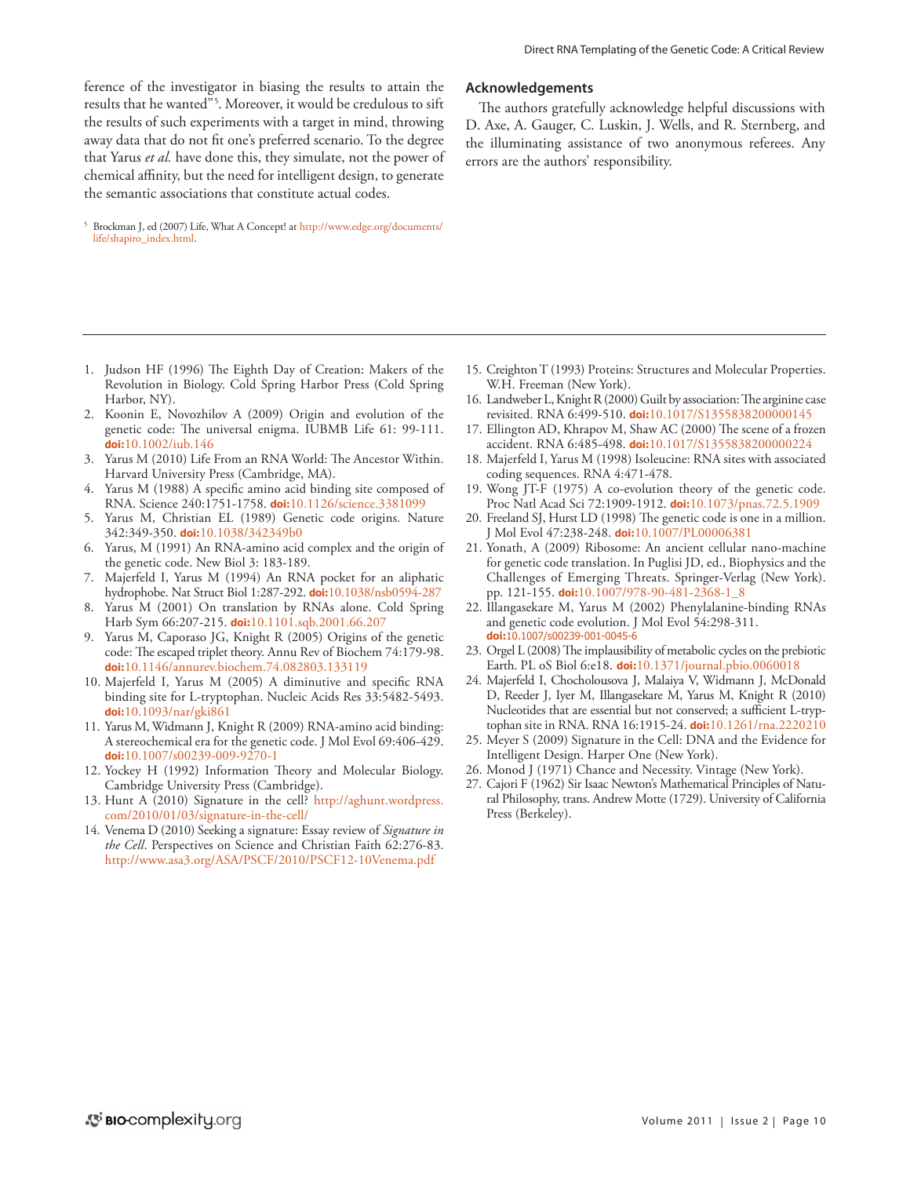ference of the investigator in biasing the results to attain the results that he wanted"[5]. Moreover, it would be credulous to sift the results of such experiments with a target in mind, throwing away data that do not fit one's preferred scenario. To the degree that Yarus *et al.* have done this, they simulate, not the power of chemical affinity, but the need for intelligent design, to generate the semantic associations that constitute actual codes.

[5] Brockman J, ed (2007) Life, What A Concept! at http://www.edge.org/documents/life/shapiro_index.html.

## Acknowledgements

The authors gratefully acknowledge helpful discussions with D. Axe, A. Gauger, C. Luskin, J. Wells, and R. Sternberg, and the illuminating assistance of two anonymous referees. Any errors are the authors' responsibility.

1. Judson HF (1996) The Eighth Day of Creation: Makers of the Revolution in Biology. Cold Spring Harbor Press (Cold Spring Harbor, NY).
2. Koonin E, Novozhilov A (2009) Origin and evolution of the genetic code: The universal enigma. IUBMB Life 61: 99-111. doi:10.1002/iub.146
3. Yarus M (2010) Life From an RNA World: The Ancestor Within. Harvard University Press (Cambridge, MA).
4. Yarus M (1988) A specific amino acid binding site composed of RNA. Science 240:1751-1758. doi:10.1126/science.3381099
5. Yarus M, Christian EL (1989) Genetic code origins. Nature 342:349-350. doi:10.1038/342349b0
6. Yarus, M (1991) An RNA-amino acid complex and the origin of the genetic code. New Biol 3: 183-189.
7. Majerfeld I, Yarus M (1994) An RNA pocket for an aliphatic hydrophobe. Nat Struct Biol 1:287-292. doi:10.1038/nsb0594-287
8. Yarus M (2001) On translation by RNAs alone. Cold Spring Harb Sym 66:207-215. doi:10.1101.sqb.2001.66.207
9. Yarus M, Caporaso JG, Knight R (2005) Origins of the genetic code: The escaped triplet theory. Annu Rev of Biochem 74:179-98. doi:10.1146/annurev.biochem.74.082803.133119
10. Majerfeld I, Yarus M (2005) A diminutive and specific RNA binding site for L-tryptophan. Nucleic Acids Res 33:5482-5493. doi:10.1093/nar/gki861
11. Yarus M, Widmann J, Knight R (2009) RNA-amino acid binding: A stereochemical era for the genetic code. J Mol Evol 69:406-429. doi:10.1007/s00239-009-9270-1
12. Yockey H (1992) Information Theory and Molecular Biology. Cambridge University Press (Cambridge).
13. Hunt A (2010) Signature in the cell? http://aghunt.wordpress.com/2010/01/03/signature-in-the-cell/
14. Venema D (2010) Seeking a signature: Essay review of *Signature in the Cell*. Perspectives on Science and Christian Faith 62:276-83. http://www.asa3.org/ASA/PSCF/2010/PSCF12-10Venema.pdf
15. Creighton T (1993) Proteins: Structures and Molecular Properties. W.H. Freeman (New York).
16. Landweber L, Knight R (2000) Guilt by association: The arginine case revisited. RNA 6:499-510. doi:10.1017/S1355838200000145
17. Ellington AD, Khrapov M, Shaw AC (2000) The scene of a frozen accident. RNA 6:485-498. doi:10.1017/S1355838200000224
18. Majerfeld I, Yarus M (1998) Isoleucine: RNA sites with associated coding sequences. RNA 4:471-478.
19. Wong JT-F (1975) A co-evolution theory of the genetic code. Proc Natl Acad Sci 72:1909-1912. doi:10.1073/pnas.72.5.1909
20. Freeland SJ, Hurst LD (1998) The genetic code is one in a million. J Mol Evol 47:238-248. doi:10.1007/PL00006381
21. Yonath, A (2009) Ribosome: An ancient cellular nano-machine for genetic code translation. In Puglisi JD, ed., Biophysics and the Challenges of Emerging Threats. Springer-Verlag (New York). pp. 121-155. doi:10.1007/978-90-481-2368-1_8
22. Illangasekare M, Yarus M (2002) Phenylalanine-binding RNAs and genetic code evolution. J Mol Evol 54:298-311. doi:10.1007/s00239-001-0045-6
23. Orgel L (2008) The implausibility of metabolic cycles on the prebiotic Earth. PL oS Biol 6:e18. doi:10.1371/journal.pbio.0060018
24. Majerfeld I, Chocholousova J, Malaiya V, Widmann J, McDonald D, Reeder J, Iyer M, Illangasekare M, Yarus M, Knight R (2010) Nucleotides that are essential but not conserved; a sufficient L-tryptophan site in RNA. RNA 16:1915-24. doi:10.1261/rna.2220210
25. Meyer S (2009) Signature in the Cell: DNA and the Evidence for Intelligent Design. Harper One (New York).
26. Monod J (1971) Chance and Necessity. Vintage (New York).
27. Cajori F (1962) Sir Isaac Newton's Mathematical Principles of Natural Philosophy, trans. Andrew Motte (1729). University of California Press (Berkeley).